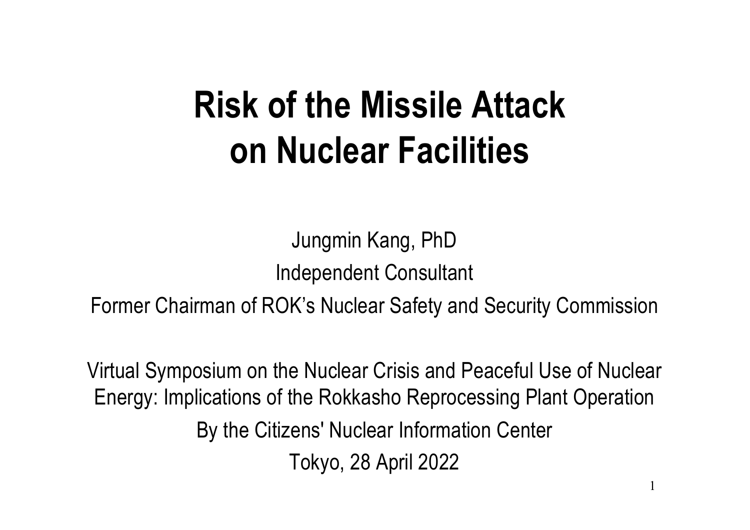# Risk of the Missile Attack on Nuclear Facilities

Jungmin Kang, PhD

Independent Consultant

Former Chairman of ROK's Nuclear Safety and Security Commission

Virtual Symposium on the Nuclear Crisis and Peaceful Use of Nuclear Energy: Implications of the Rokkasho Reprocessing Plant Operation

By the Citizens' Nuclear Information Center

Tokyo, 28 April 2022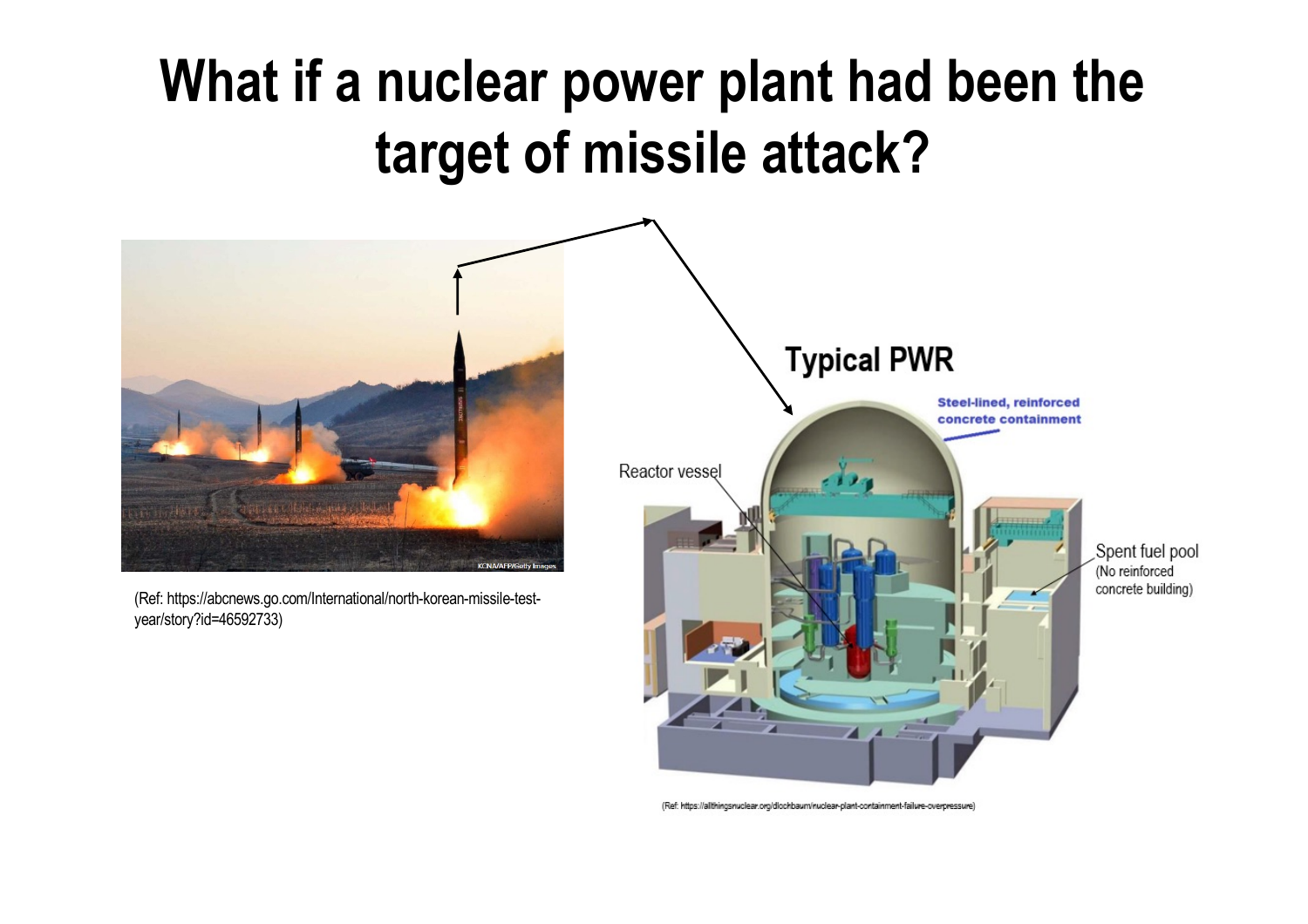# What if a nuclear power plant had been the target of missile attack?

(Ref: https://abcnews.go.com/International/north-korean-missile-test-year/story?id=46592733)

**Typical PWR**

Steel-lined, reinforced concrete containment

Reactor vessel

Spent fuel pool (No reinforced concrete building)

(Ref: https://allthingsnuclear.org/dlochbaum/nuclear-plant-containment-failure-overpressure)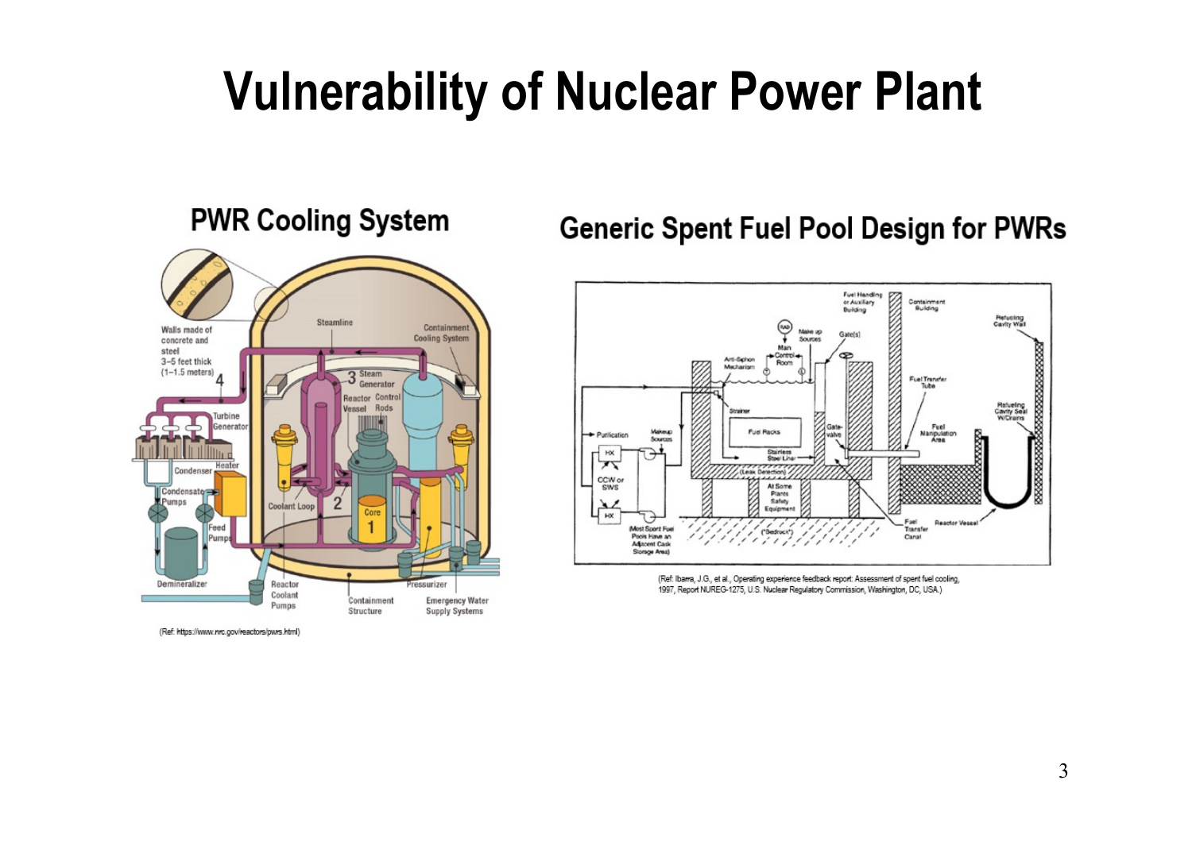# Vulnerability of Nuclear Power Plant

## PWR Cooling System

(Ref: https://www.nrc.gov/reactors/pwrs.html)

## Generic Spent Fuel Pool Design for PWRs

(Ref: Ibarra, J.G., et al., Operating experience feedback report: Assessment of spent fuel cooling, 1997, Report NUREG-1275, U.S. Nuclear Regulatory Commission, Washington, DC, USA.)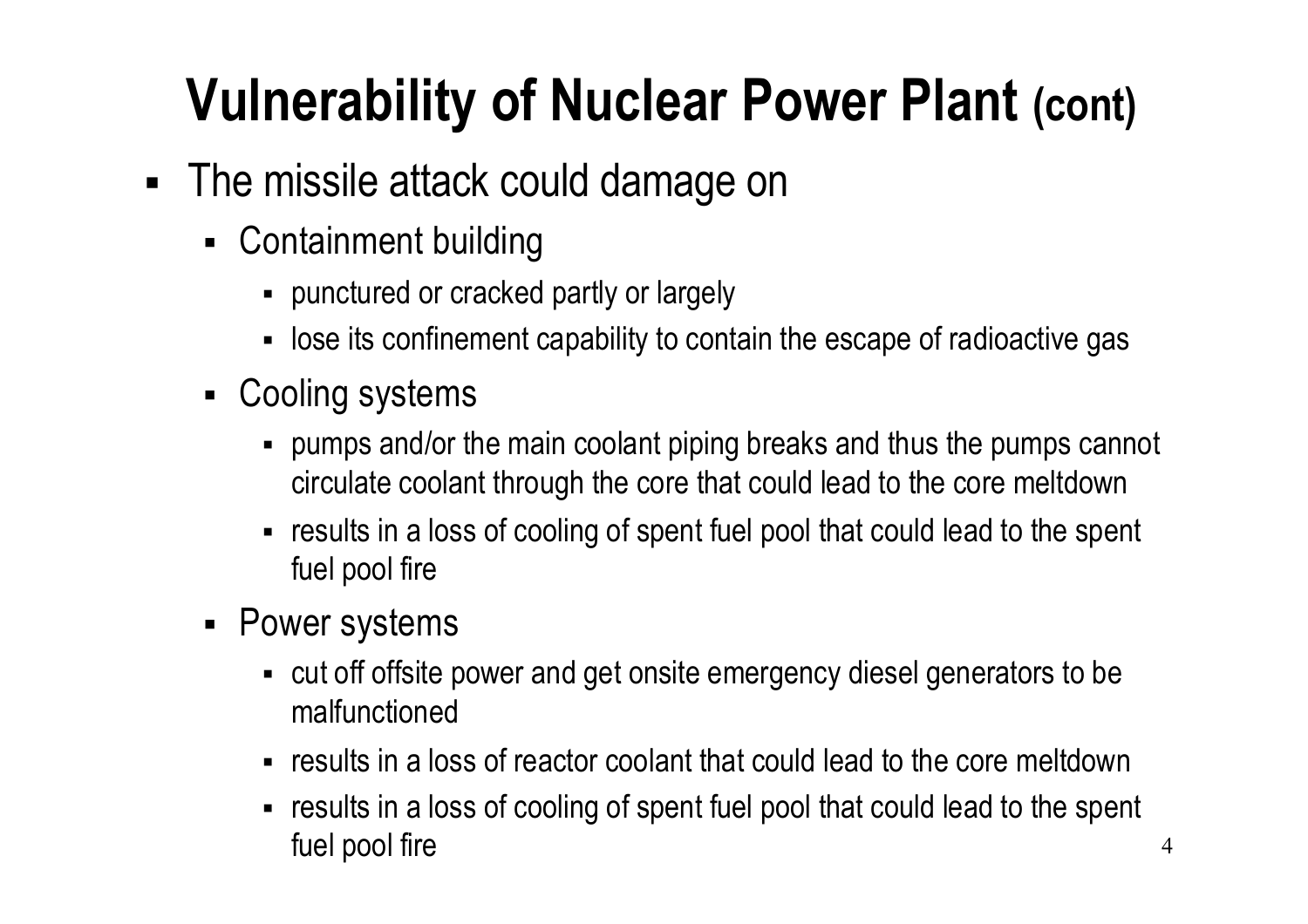# Vulnerability of Nuclear Power Plant (cont)

- The missile attack could damage on
  - Containment building
    - punctured or cracked partly or largely
    - lose its confinement capability to contain the escape of radioactive gas
  - Cooling systems
    - pumps and/or the main coolant piping breaks and thus the pumps cannot circulate coolant through the core that could lead to the core meltdown
    - results in a loss of cooling of spent fuel pool that could lead to the spent fuel pool fire
  - Power systems
    - cut off offsite power and get onsite emergency diesel generators to be malfunctioned
    - results in a loss of reactor coolant that could lead to the core meltdown
    - results in a loss of cooling of spent fuel pool that could lead to the spent fuel pool fire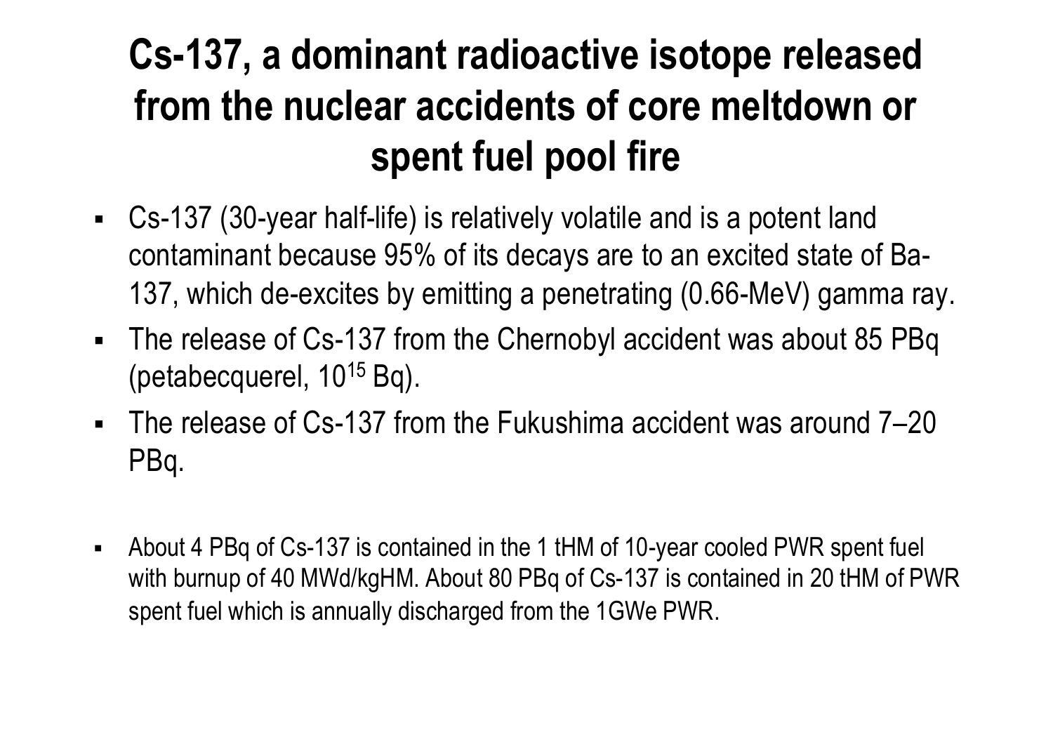# Cs-137, a dominant radioactive isotope released from the nuclear accidents of core meltdown or spent fuel pool fire

- Cs-137 (30-year half-life) is relatively volatile and is a potent land contaminant because 95% of its decays are to an excited state of Ba-137, which de-excites by emitting a penetrating (0.66-MeV) gamma ray.
- The release of Cs-137 from the Chernobyl accident was about 85 PBq (petabecquerel, $10^{15}$ Bq).
- The release of Cs-137 from the Fukushima accident was around 7–20 PBq.

- About 4 PBq of Cs-137 is contained in the 1 tHM of 10-year cooled PWR spent fuel with burnup of 40 MWd/kgHM. About 80 PBq of Cs-137 is contained in 20 tHM of PWR spent fuel which is annually discharged from the 1GWe PWR.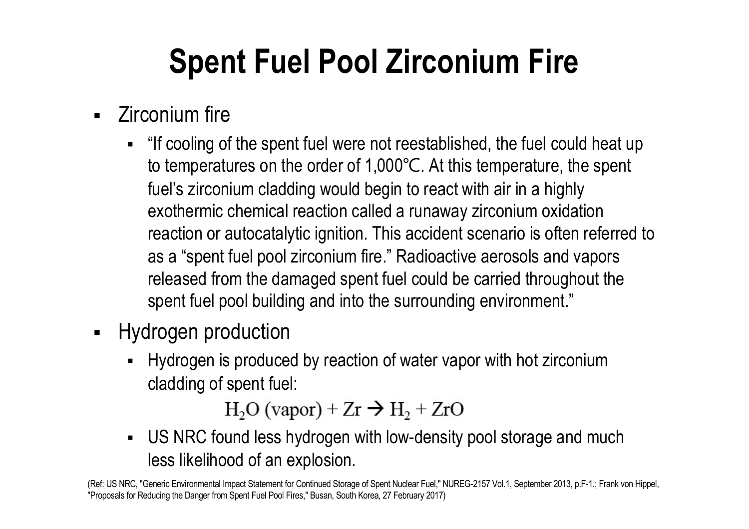# Spent Fuel Pool Zirconium Fire

- Zirconium fire
  - "If cooling of the spent fuel were not reestablished, the fuel could heat up to temperatures on the order of 1,000℃. At this temperature, the spent fuel's zirconium cladding would begin to react with air in a highly exothermic chemical reaction called a runaway zirconium oxidation reaction or autocatalytic ignition. This accident scenario is often referred to as a "spent fuel pool zirconium fire." Radioactive aerosols and vapors released from the damaged spent fuel could be carried throughout the spent fuel pool building and into the surrounding environment."
- Hydrogen production
  - Hydrogen is produced by reaction of water vapor with hot zirconium cladding of spent fuel:

$$H_2O\ (\text{vapor}) + Zr \rightarrow H_2 + ZrO$$

  - US NRC found less hydrogen with low-density pool storage and much less likelihood of an explosion.

(Ref: US NRC, "Generic Environmental Impact Statement for Continued Storage of Spent Nuclear Fuel," NUREG-2157 Vol.1, September 2013, p.F-1.; Frank von Hippel, "Proposals for Reducing the Danger from Spent Fuel Pool Fires," Busan, South Korea, 27 February 2017)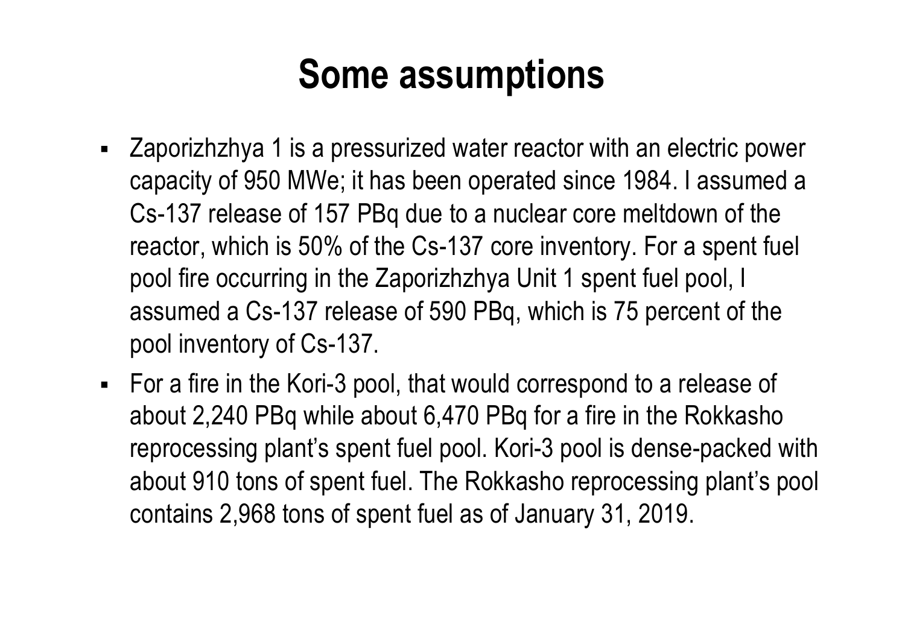# Some assumptions

- Zaporizhzhya 1 is a pressurized water reactor with an electric power capacity of 950 MWe; it has been operated since 1984. I assumed a Cs-137 release of 157 PBq due to a nuclear core meltdown of the reactor, which is 50% of the Cs-137 core inventory. For a spent fuel pool fire occurring in the Zaporizhzhya Unit 1 spent fuel pool, I assumed a Cs-137 release of 590 PBq, which is 75 percent of the pool inventory of Cs-137.
- For a fire in the Kori-3 pool, that would correspond to a release of about 2,240 PBq while about 6,470 PBq for a fire in the Rokkasho reprocessing plant's spent fuel pool. Kori-3 pool is dense-packed with about 910 tons of spent fuel. The Rokkasho reprocessing plant's pool contains 2,968 tons of spent fuel as of January 31, 2019.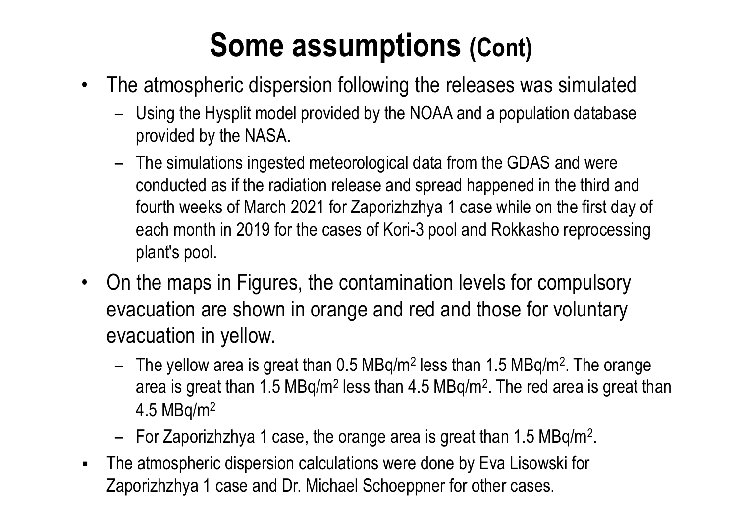# Some assumptions (Cont)

- The atmospheric dispersion following the releases was simulated
  - Using the Hysplit model provided by the NOAA and a population database provided by the NASA.
  - The simulations ingested meteorological data from the GDAS and were conducted as if the radiation release and spread happened in the third and fourth weeks of March 2021 for Zaporizhzhya 1 case while on the first day of each month in 2019 for the cases of Kori-3 pool and Rokkasho reprocessing plant's pool.
- On the maps in Figures, the contamination levels for compulsory evacuation are shown in orange and red and those for voluntary evacuation in yellow.
  - The yellow area is great than 0.5 MBq/$m^2$ less than 1.5 MBq/$m^2$. The orange area is great than 1.5 MBq/$m^2$ less than 4.5 MBq/$m^2$. The red area is great than 4.5 MBq/$m^2$
  - For Zaporizhzhya 1 case, the orange area is great than 1.5 MBq/$m^2$.
- The atmospheric dispersion calculations were done by Eva Lisowski for Zaporizhzhya 1 case and Dr. Michael Schoeppner for other cases.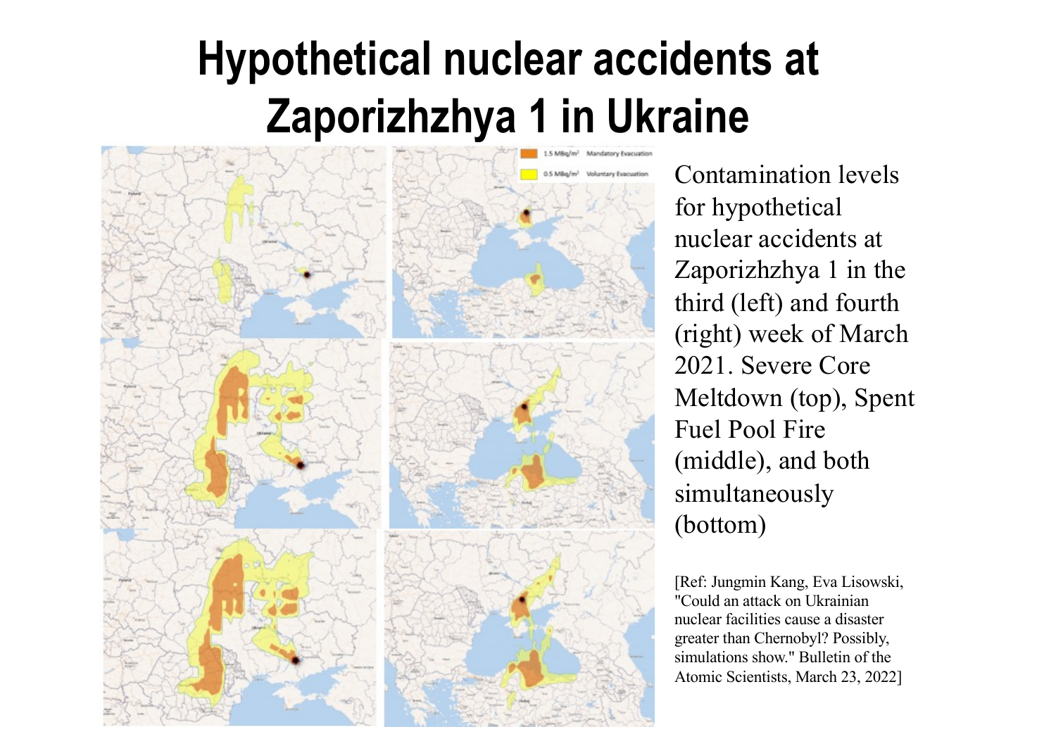# Hypothetical nuclear accidents at Zaporizhzhya 1 in Ukraine

Contamination levels for hypothetical nuclear accidents at Zaporizhzhya 1 in the third (left) and fourth (right) week of March 2021. Severe Core Meltdown (top), Spent Fuel Pool Fire (middle), and both simultaneously (bottom)

[Ref: Jungmin Kang, Eva Lisowski, "Could an attack on Ukrainian nuclear facilities cause a disaster greater than Chernobyl? Possibly, simulations show." Bulletin of the Atomic Scientists, March 23, 2022]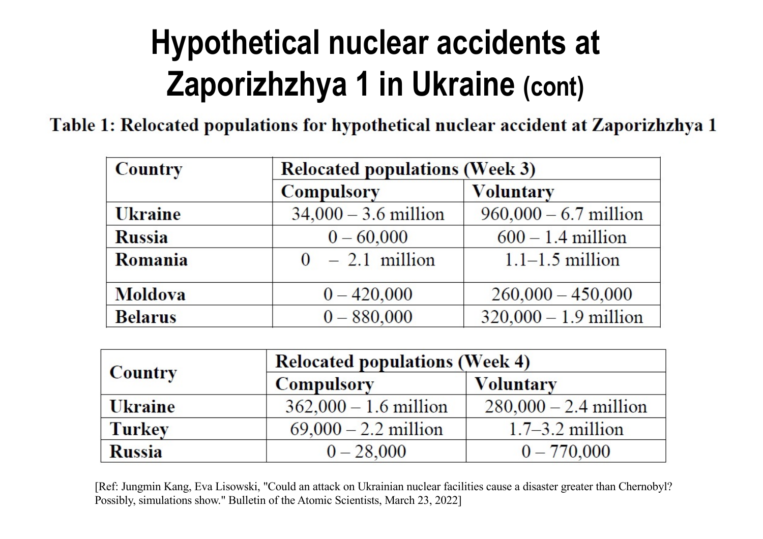# Hypothetical nuclear accidents at Zaporizhzhya 1 in Ukraine (cont)

**Table 1: Relocated populations for hypothetical nuclear accident at Zaporizhzhya 1**

| Country | Relocated populations (Week 3) | |
|---|---|---|
| | Compulsory | Voluntary |
| Ukraine | 34,000 – 3.6 million | 960,000 – 6.7 million |
| Russia | 0 – 60,000 | 600 – 1.4 million |
| Romania | 0 – 2.1 million | 1.1–1.5 million |
| Moldova | 0 – 420,000 | 260,000 – 450,000 |
| Belarus | 0 – 880,000 | 320,000 – 1.9 million |

| Country | Relocated populations (Week 4) | |
|---|---|---|
| | Compulsory | Voluntary |
| Ukraine | 362,000 – 1.6 million | 280,000 – 2.4 million |
| Turkey | 69,000 – 2.2 million | 1.7–3.2 million |
| Russia | 0 – 28,000 | 0 – 770,000 |

[Ref: Jungmin Kang, Eva Lisowski, "Could an attack on Ukrainian nuclear facilities cause a disaster greater than Chernobyl? Possibly, simulations show." Bulletin of the Atomic Scientists, March 23, 2022]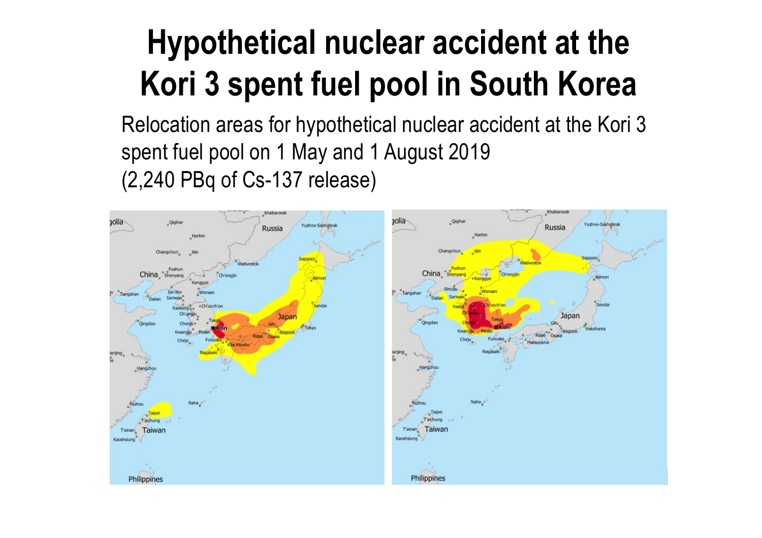# Hypothetical nuclear accident at the Kori 3 spent fuel pool in South Korea

Relocation areas for hypothetical nuclear accident at the Kori 3 spent fuel pool on 1 May and 1 August 2019 (2,240 PBq of Cs-137 release)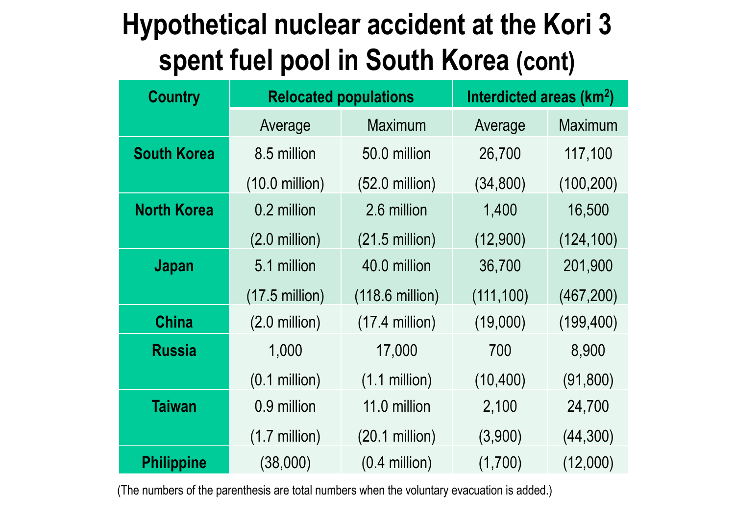# Hypothetical nuclear accident at the Kori 3 spent fuel pool in South Korea (cont)

| Country | Relocated populations | | Interdicted areas (km$^2$) | |
|---|---|---|---|---|
| | Average | Maximum | Average | Maximum |
| **South Korea** | 8.5 million (10.0 million) | 50.0 million (52.0 million) | 26,700 (34,800) | 117,100 (100,200) |
| **North Korea** | 0.2 million (2.0 million) | 2.6 million (21.5 million) | 1,400 (12,900) | 16,500 (124,100) |
| **Japan** | 5.1 million (17.5 million) | 40.0 million (118.6 million) | 36,700 (111,100) | 201,900 (467,200) |
| **China** | (2.0 million) | (17.4 million) | (19,000) | (199,400) |
| **Russia** | 1,000 (0.1 million) | 17,000 (1.1 million) | 700 (10,400) | 8,900 (91,800) |
| **Taiwan** | 0.9 million (1.7 million) | 11.0 million (20.1 million) | 2,100 (3,900) | 24,700 (44,300) |
| **Philippine** | (38,000) | (0.4 million) | (1,700) | (12,000) |

(The numbers of the parenthesis are total numbers when the voluntary evacuation is added.)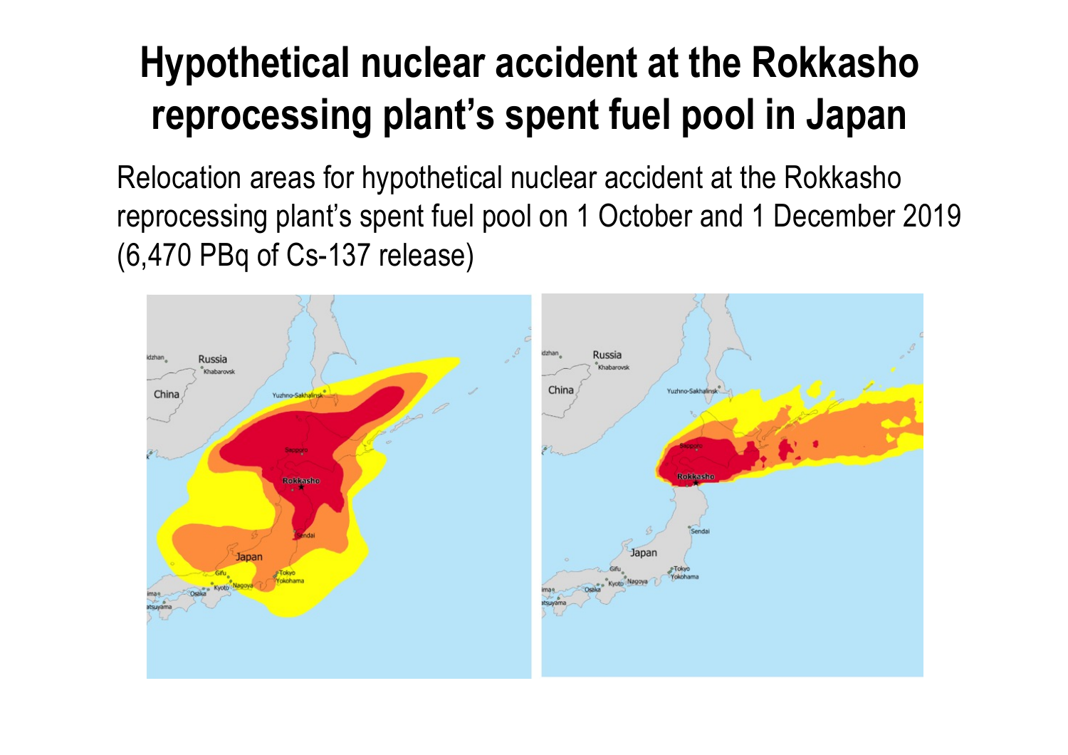# Hypothetical nuclear accident at the Rokkasho reprocessing plant's spent fuel pool in Japan

Relocation areas for hypothetical nuclear accident at the Rokkasho reprocessing plant's spent fuel pool on 1 October and 1 December 2019 (6,470 PBq of Cs-137 release)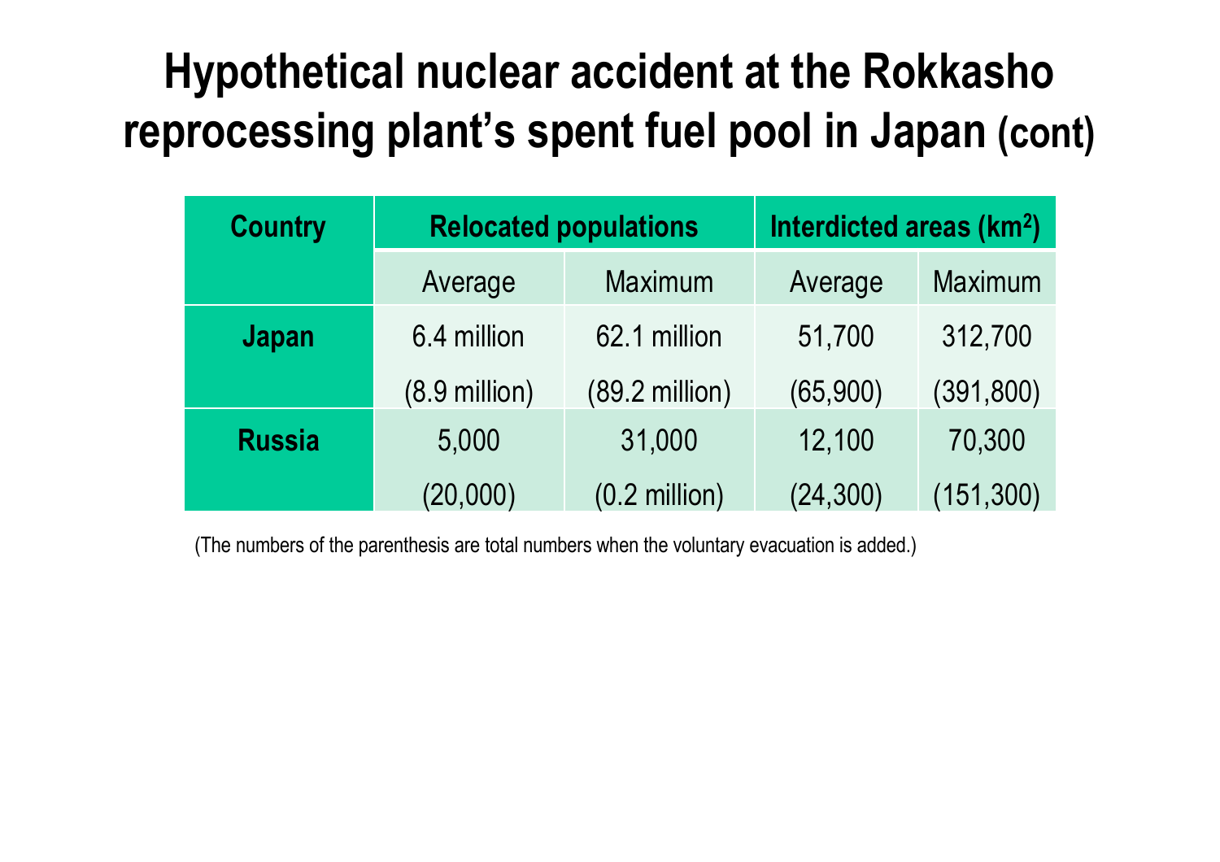# Hypothetical nuclear accident at the Rokkasho reprocessing plant's spent fuel pool in Japan (cont)

| Country | Relocated populations | | Interdicted areas (km$^2$) | |
|---|---|---|---|---|
| | Average | Maximum | Average | Maximum |
| **Japan** | 6.4 million (8.9 million) | 62.1 million (89.2 million) | 51,700 (65,900) | 312,700 (391,800) |
| **Russia** | 5,000 (20,000) | 31,000 (0.2 million) | 12,100 (24,300) | 70,300 (151,300) |

(The numbers of the parenthesis are total numbers when the voluntary evacuation is added.)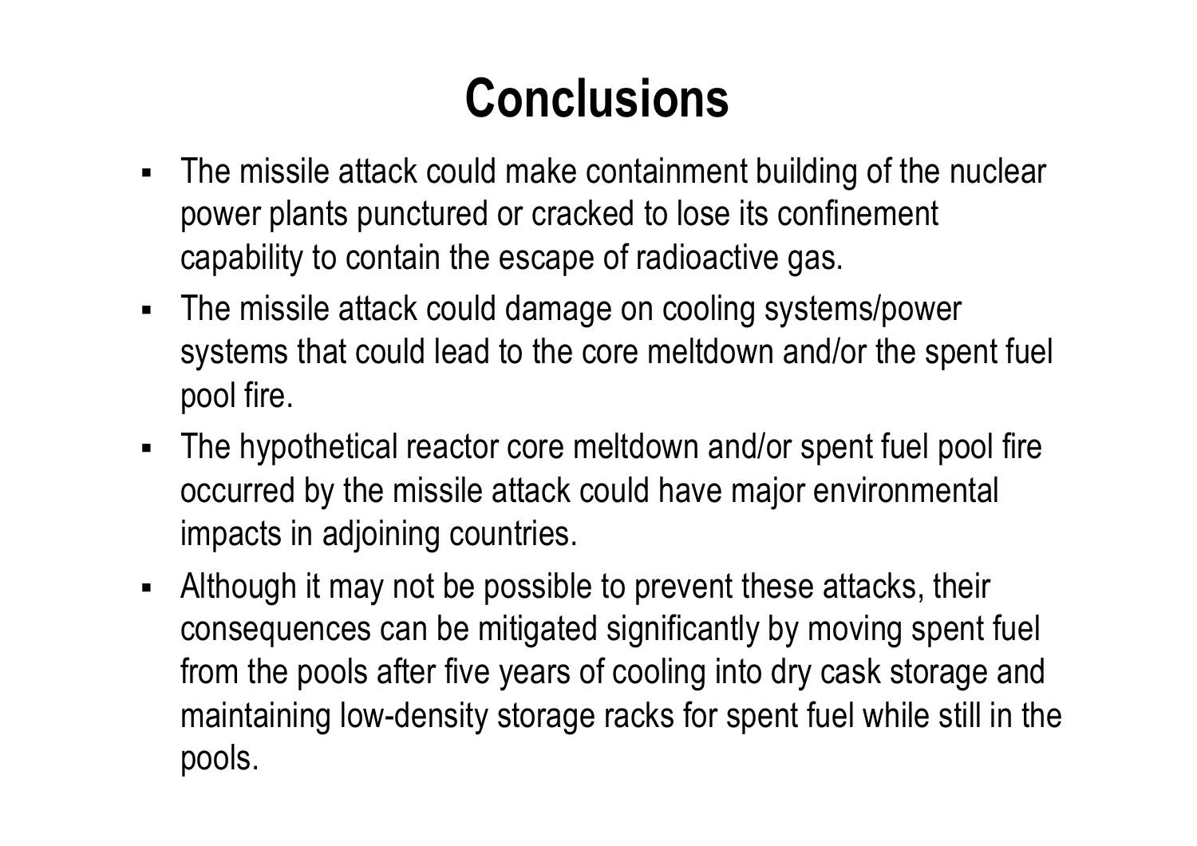# Conclusions

- The missile attack could make containment building of the nuclear power plants punctured or cracked to lose its confinement capability to contain the escape of radioactive gas.
- The missile attack could damage on cooling systems/power systems that could lead to the core meltdown and/or the spent fuel pool fire.
- The hypothetical reactor core meltdown and/or spent fuel pool fire occurred by the missile attack could have major environmental impacts in adjoining countries.
- Although it may not be possible to prevent these attacks, their consequences can be mitigated significantly by moving spent fuel from the pools after five years of cooling into dry cask storage and maintaining low-density storage racks for spent fuel while still in the pools.